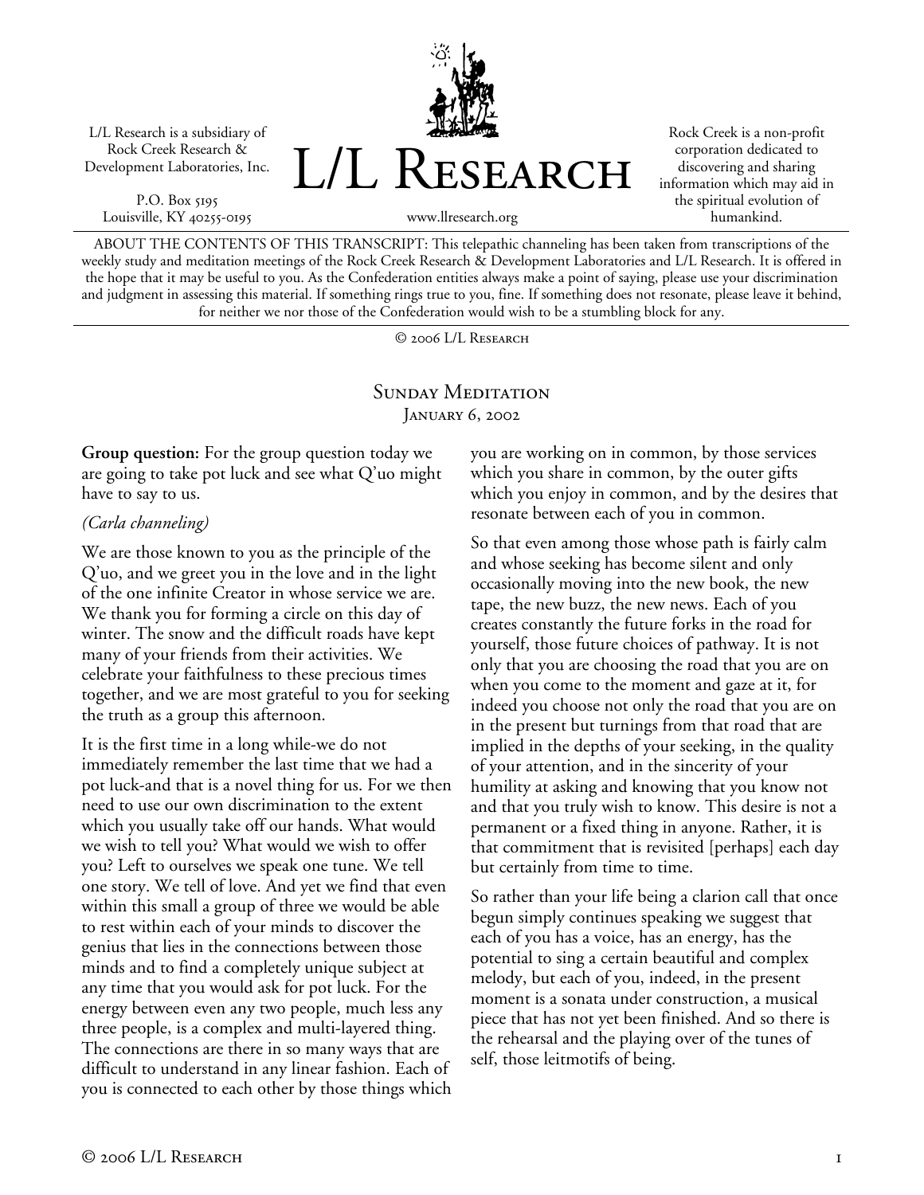L/L Research is a subsidiary of Rock Creek Research & Development Laboratories, Inc.

P.O. Box 5195
Louisville, KY 40255-0195

# L/L Research

www.llresearch.org

Rock Creek is a non-profit corporation dedicated to discovering and sharing information which may aid in the spiritual evolution of humankind.

ABOUT THE CONTENTS OF THIS TRANSCRIPT: This telepathic channeling has been taken from transcriptions of the weekly study and meditation meetings of the Rock Creek Research & Development Laboratories and L/L Research. It is offered in the hope that it may be useful to you. As the Confederation entities always make a point of saying, please use your discrimination and judgment in assessing this material. If something rings true to you, fine. If something does not resonate, please leave it behind, for neither we nor those of the Confederation would wish to be a stumbling block for any.

© 2006 L/L Research

## Sunday Meditation

### January 6, 2002

**Group question:** For the group question today we are going to take pot luck and see what Q'uo might have to say to us.

*(Carla channeling)*

We are those known to you as the principle of the Q'uo, and we greet you in the love and in the light of the one infinite Creator in whose service we are. We thank you for forming a circle on this day of winter. The snow and the difficult roads have kept many of your friends from their activities. We celebrate your faithfulness to these precious times together, and we are most grateful to you for seeking the truth as a group this afternoon.

It is the first time in a long while-we do not immediately remember the last time that we had a pot luck-and that is a novel thing for us. For we then need to use our own discrimination to the extent which you usually take off our hands. What would we wish to tell you? What would we wish to offer you? Left to ourselves we speak one tune. We tell one story. We tell of love. And yet we find that even within this small a group of three we would be able to rest within each of your minds to discover the genius that lies in the connections between those minds and to find a completely unique subject at any time that you would ask for pot luck. For the energy between even any two people, much less any three people, is a complex and multi-layered thing. The connections are there in so many ways that are difficult to understand in any linear fashion. Each of you is connected to each other by those things which you are working on in common, by those services which you share in common, by the outer gifts which you enjoy in common, and by the desires that resonate between each of you in common.

So that even among those whose path is fairly calm and whose seeking has become silent and only occasionally moving into the new book, the new tape, the new buzz, the new news. Each of you creates constantly the future forks in the road for yourself, those future choices of pathway. It is not only that you are choosing the road that you are on when you come to the moment and gaze at it, for indeed you choose not only the road that you are on in the present but turnings from that road that are implied in the depths of your seeking, in the quality of your attention, and in the sincerity of your humility at asking and knowing that you know not and that you truly wish to know. This desire is not a permanent or a fixed thing in anyone. Rather, it is that commitment that is revisited [perhaps] each day but certainly from time to time.

So rather than your life being a clarion call that once begun simply continues speaking we suggest that each of you has a voice, has an energy, has the potential to sing a certain beautiful and complex melody, but each of you, indeed, in the present moment is a sonata under construction, a musical piece that has not yet been finished. And so there is the rehearsal and the playing over of the tunes of self, those leitmotifs of being.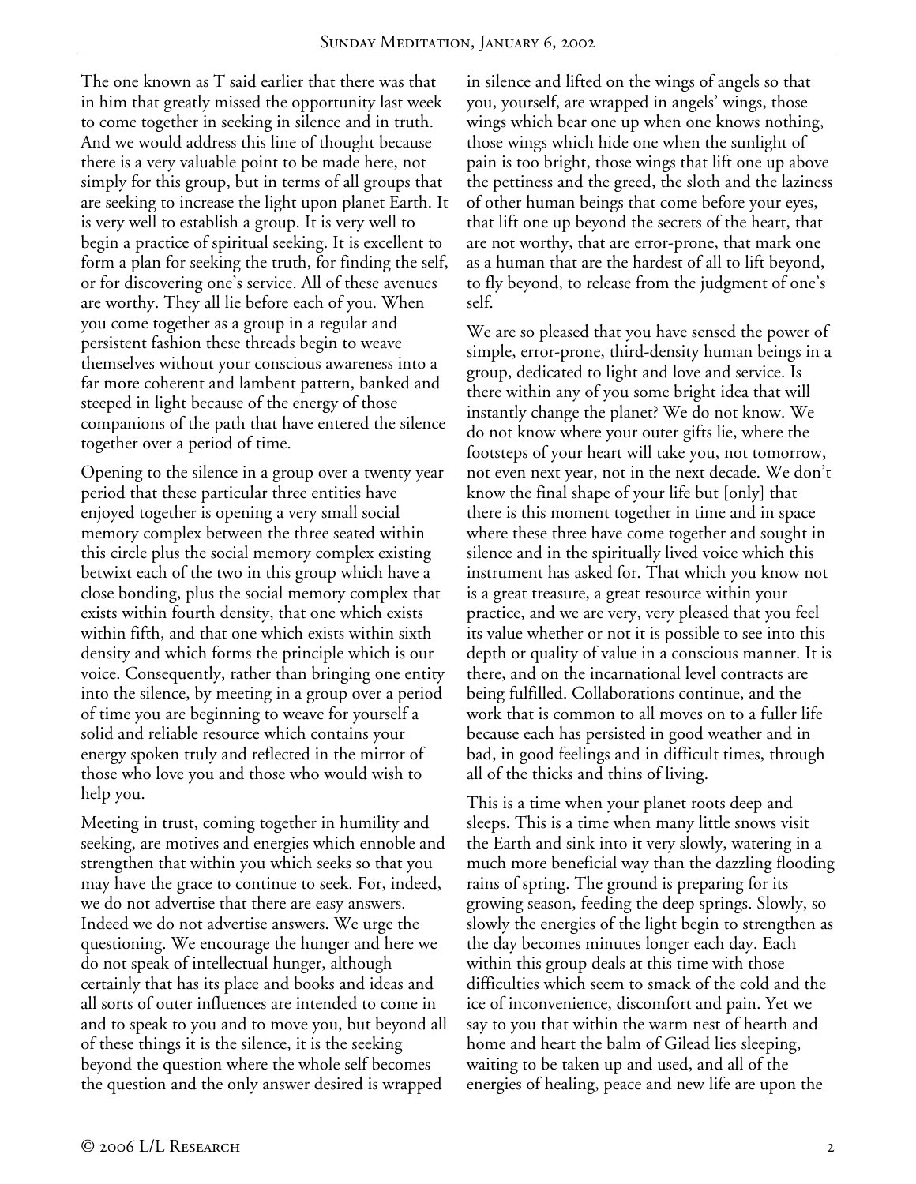The one known as T said earlier that there was that in him that greatly missed the opportunity last week to come together in seeking in silence and in truth. And we would address this line of thought because there is a very valuable point to be made here, not simply for this group, but in terms of all groups that are seeking to increase the light upon planet Earth. It is very well to establish a group. It is very well to begin a practice of spiritual seeking. It is excellent to form a plan for seeking the truth, for finding the self, or for discovering one's service. All of these avenues are worthy. They all lie before each of you. When you come together as a group in a regular and persistent fashion these threads begin to weave themselves without your conscious awareness into a far more coherent and lambent pattern, banked and steeped in light because of the energy of those companions of the path that have entered the silence together over a period of time.

Opening to the silence in a group over a twenty year period that these particular three entities have enjoyed together is opening a very small social memory complex between the three seated within this circle plus the social memory complex existing betwixt each of the two in this group which have a close bonding, plus the social memory complex that exists within fourth density, that one which exists within fifth, and that one which exists within sixth density and which forms the principle which is our voice. Consequently, rather than bringing one entity into the silence, by meeting in a group over a period of time you are beginning to weave for yourself a solid and reliable resource which contains your energy spoken truly and reflected in the mirror of those who love you and those who would wish to help you.

Meeting in trust, coming together in humility and seeking, are motives and energies which ennoble and strengthen that within you which seeks so that you may have the grace to continue to seek. For, indeed, we do not advertise that there are easy answers. Indeed we do not advertise answers. We urge the questioning. We encourage the hunger and here we do not speak of intellectual hunger, although certainly that has its place and books and ideas and all sorts of outer influences are intended to come in and to speak to you and to move you, but beyond all of these things it is the silence, it is the seeking beyond the question where the whole self becomes the question and the only answer desired is wrapped in silence and lifted on the wings of angels so that you, yourself, are wrapped in angels' wings, those wings which bear one up when one knows nothing, those wings which hide one when the sunlight of pain is too bright, those wings that lift one up above the pettiness and the greed, the sloth and the laziness of other human beings that come before your eyes, that lift one up beyond the secrets of the heart, that are not worthy, that are error-prone, that mark one as a human that are the hardest of all to lift beyond, to fly beyond, to release from the judgment of one's self.

We are so pleased that you have sensed the power of simple, error-prone, third-density human beings in a group, dedicated to light and love and service. Is there within any of you some bright idea that will instantly change the planet? We do not know. We do not know where your outer gifts lie, where the footsteps of your heart will take you, not tomorrow, not even next year, not in the next decade. We don't know the final shape of your life but [only] that there is this moment together in time and in space where these three have come together and sought in silence and in the spiritually lived voice which this instrument has asked for. That which you know not is a great treasure, a great resource within your practice, and we are very, very pleased that you feel its value whether or not it is possible to see into this depth or quality of value in a conscious manner. It is there, and on the incarnational level contracts are being fulfilled. Collaborations continue, and the work that is common to all moves on to a fuller life because each has persisted in good weather and in bad, in good feelings and in difficult times, through all of the thicks and thins of living.

This is a time when your planet roots deep and sleeps. This is a time when many little snows visit the Earth and sink into it very slowly, watering in a much more beneficial way than the dazzling flooding rains of spring. The ground is preparing for its growing season, feeding the deep springs. Slowly, so slowly the energies of the light begin to strengthen as the day becomes minutes longer each day. Each within this group deals at this time with those difficulties which seem to smack of the cold and the ice of inconvenience, discomfort and pain. Yet we say to you that within the warm nest of hearth and home and heart the balm of Gilead lies sleeping, waiting to be taken up and used, and all of the energies of healing, peace and new life are upon the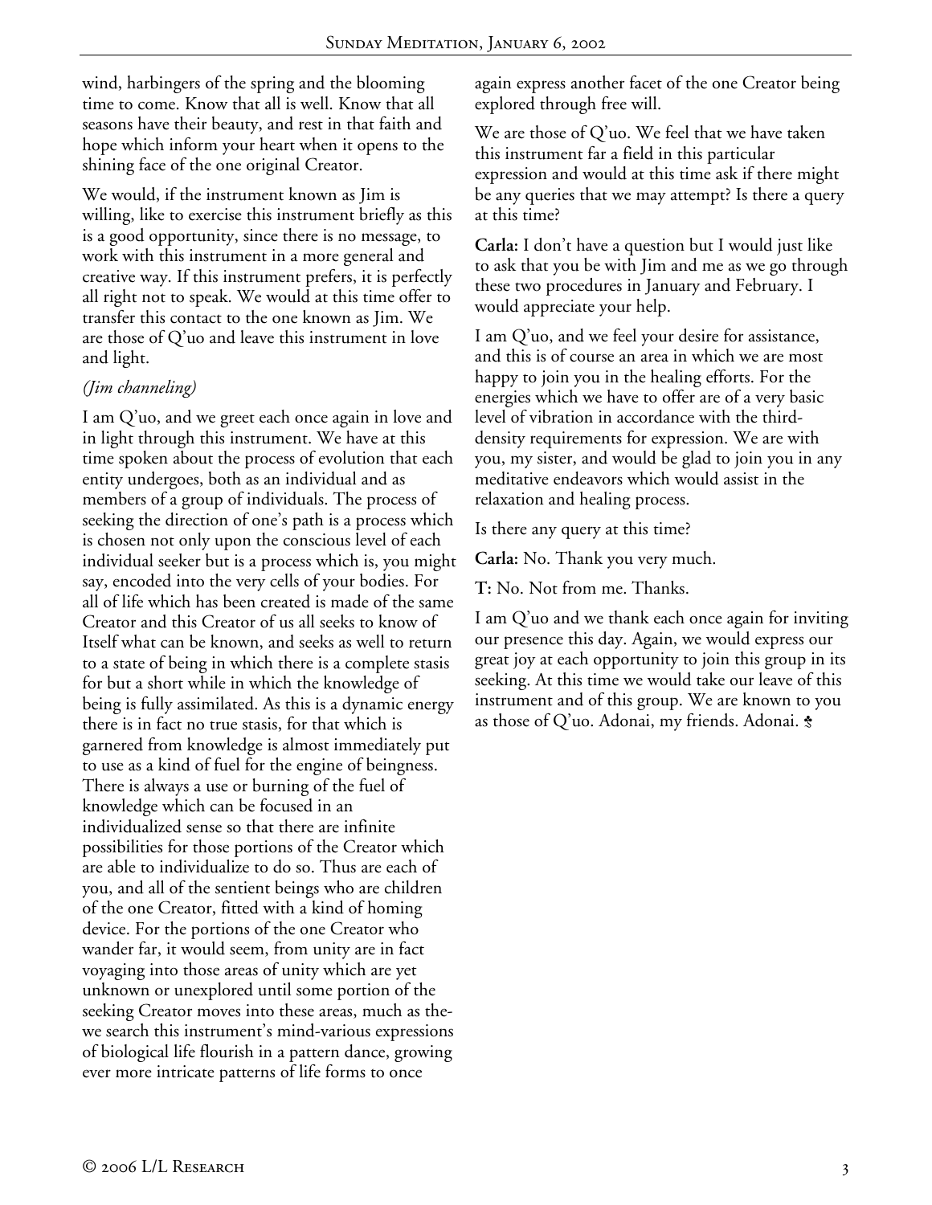wind, harbingers of the spring and the blooming time to come. Know that all is well. Know that all seasons have their beauty, and rest in that faith and hope which inform your heart when it opens to the shining face of the one original Creator.

We would, if the instrument known as Jim is willing, like to exercise this instrument briefly as this is a good opportunity, since there is no message, to work with this instrument in a more general and creative way. If this instrument prefers, it is perfectly all right not to speak. We would at this time offer to transfer this contact to the one known as Jim. We are those of Q'uo and leave this instrument in love and light.

*(Jim channeling)*

I am Q'uo, and we greet each once again in love and in light through this instrument. We have at this time spoken about the process of evolution that each entity undergoes, both as an individual and as members of a group of individuals. The process of seeking the direction of one's path is a process which is chosen not only upon the conscious level of each individual seeker but is a process which is, you might say, encoded into the very cells of your bodies. For all of life which has been created is made of the same Creator and this Creator of us all seeks to know of Itself what can be known, and seeks as well to return to a state of being in which there is a complete stasis for but a short while in which the knowledge of being is fully assimilated. As this is a dynamic energy there is in fact no true stasis, for that which is garnered from knowledge is almost immediately put to use as a kind of fuel for the engine of beingness. There is always a use or burning of the fuel of knowledge which can be focused in an individualized sense so that there are infinite possibilities for those portions of the Creator which are able to individualize to do so. Thus are each of you, and all of the sentient beings who are children of the one Creator, fitted with a kind of homing device. For the portions of the one Creator who wander far, it would seem, from unity are in fact voyaging into those areas of unity which are yet unknown or unexplored until some portion of the seeking Creator moves into these areas, much as the-we search this instrument's mind-various expressions of biological life flourish in a pattern dance, growing ever more intricate patterns of life forms to once again express another facet of the one Creator being explored through free will.

We are those of Q'uo. We feel that we have taken this instrument far a field in this particular expression and would at this time ask if there might be any queries that we may attempt? Is there a query at this time?

**Carla:** I don't have a question but I would just like to ask that you be with Jim and me as we go through these two procedures in January and February. I would appreciate your help.

I am Q'uo, and we feel your desire for assistance, and this is of course an area in which we are most happy to join you in the healing efforts. For the energies which we have to offer are of a very basic level of vibration in accordance with the third-density requirements for expression. We are with you, my sister, and would be glad to join you in any meditative endeavors which would assist in the relaxation and healing process.

Is there any query at this time?

**Carla:** No. Thank you very much.

**T:** No. Not from me. Thanks.

I am Q'uo and we thank each once again for inviting our presence this day. Again, we would express our great joy at each opportunity to join this group in its seeking. At this time we would take our leave of this instrument and of this group. We are known to you as those of Q'uo. Adonai, my friends. Adonai. ☘